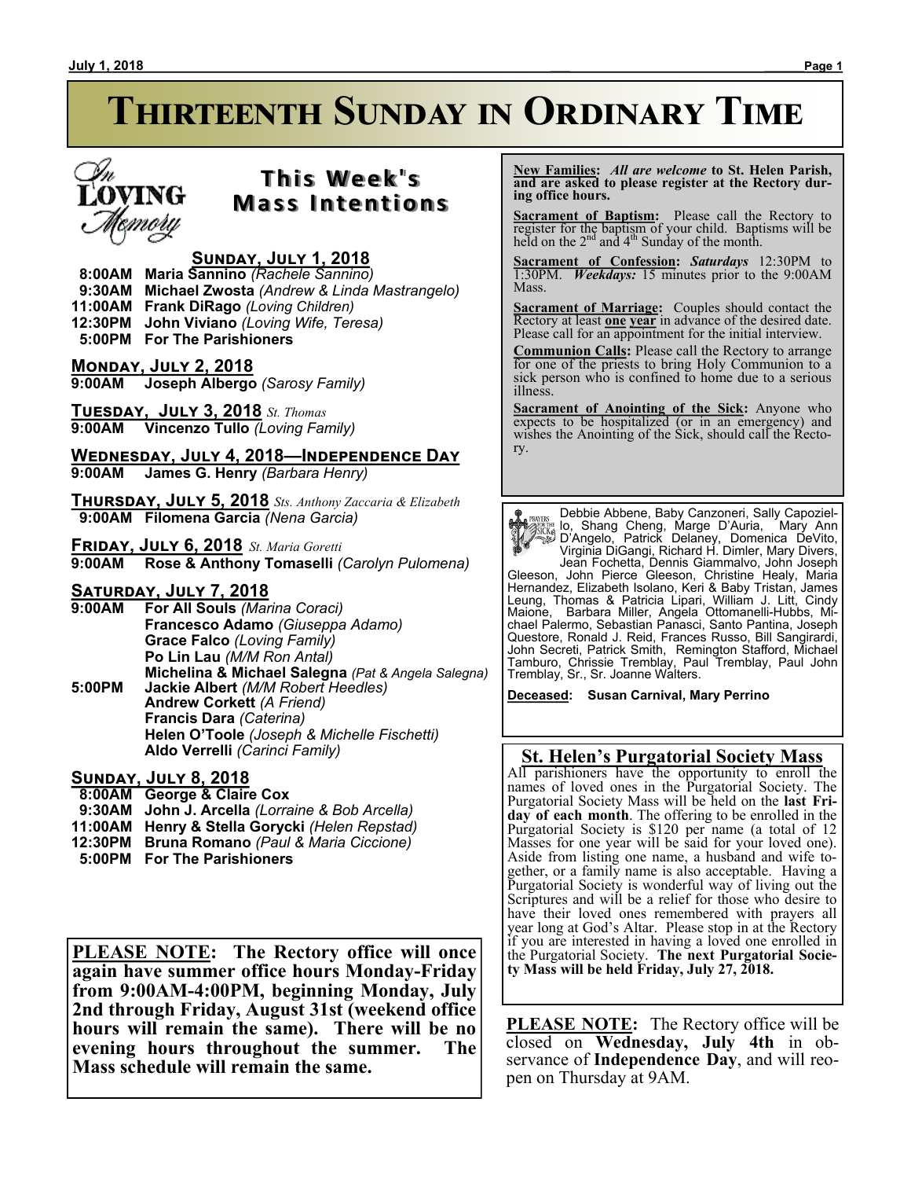# Thirteenth Sunday in Ordinary Time

## This Week's Mass Intentions

In Loving Memory

**Sunday, July 1, 2018**

- **8:00AM** **Maria Sannino** *(Rachele Sannino)*
- **9:30AM** **Michael Zwosta** *(Andrew & Linda Mastrangelo)*
- **11:00AM** **Frank DiRago** *(Loving Children)*
- **12:30PM** **John Viviano** *(Loving Wife, Teresa)*
- **5:00PM** **For The Parishioners**

**Monday, July 2, 2018**

- **9:00AM** **Joseph Albergo** *(Sarosy Family)*

**Tuesday, July 3, 2018** *St. Thomas*

- **9:00AM** **Vincenzo Tullo** *(Loving Family)*

**Wednesday, July 4, 2018—Independence Day**

- **9:00AM** **James G. Henry** *(Barbara Henry)*

**Thursday, July 5, 2018** *Sts. Anthony Zaccaria & Elizabeth*

- **9:00AM** **Filomena Garcia** *(Nena Garcia)*

**Friday, July 6, 2018** *St. Maria Goretti*

- **9:00AM** **Rose & Anthony Tomaselli** *(Carolyn Pulomena)*

**Saturday, July 7, 2018**

- **9:00AM** **For All Souls** *(Marina Coraci)*
  - **Francesco Adamo** *(Giuseppa Adamo)*
  - **Grace Falco** *(Loving Family)*
  - **Po Lin Lau** *(M/M Ron Antal)*
  - **Michelina & Michael Salegna** *(Pat & Angela Salegna)*
- **5:00PM** **Jackie Albert** *(M/M Robert Heedles)*
  - **Andrew Corkett** *(A Friend)*
  - **Francis Dara** *(Caterina)*
  - **Helen O'Toole** *(Joseph & Michelle Fischetti)*
  - **Aldo Verrelli** *(Carinci Family)*

**Sunday, July 8, 2018**

- **8:00AM** **George & Claire Cox**
- **9:30AM** **John J. Arcella** *(Lorraine & Bob Arcella)*
- **11:00AM** **Henry & Stella Gorycki** *(Helen Repstad)*
- **12:30PM** **Bruna Romano** *(Paul & Maria Ciccione)*
- **5:00PM** **For The Parishioners**

**PLEASE NOTE: The Rectory office will once again have summer office hours Monday-Friday from 9:00AM-4:00PM, beginning Monday, July 2nd through Friday, August 31st (weekend office hours will remain the same). There will be no evening hours throughout the summer. The Mass schedule will remain the same.**

**New Families:** *All are welcome* **to St. Helen Parish, and are asked to please register at the Rectory during office hours.**

**Sacrament of Baptism:** Please call the Rectory to register for the baptism of your child. Baptisms will be held on the 2nd and 4th Sunday of the month.

**Sacrament of Confession:** ***Saturdays*** 12:30PM to 1:30PM. ***Weekdays:*** 15 minutes prior to the 9:00AM Mass.

**Sacrament of Marriage:** Couples should contact the Rectory at least **one year** in advance of the desired date. Please call for an appointment for the initial interview.

**Communion Calls:** Please call the Rectory to arrange for one of the priests to bring Holy Communion to a sick person who is confined to home due to a serious illness.

**Sacrament of Anointing of the Sick:** Anyone who expects to be hospitalized (or in an emergency) and wishes the Anointing of the Sick, should call the Rectory.

**Prayers for the Sick**

Debbie Abbene, Baby Canzoneri, Sally Capoziello, Shang Cheng, Marge D'Auria, Mary Ann D'Angelo, Patrick Delaney, Domenica DeVito, Virginia DiGangi, Richard H. Dimler, Mary Divers, Jean Fochetta, Dennis Giammalvo, John Joseph Gleeson, John Pierce Gleeson, Christine Healy, Maria Hernandez, Elizabeth Isolano, Keri & Baby Tristan, James Leung, Thomas & Patricia Lipari, William J. Litt, Cindy Maione, Barbara Miller, Angela Ottomanelli-Hubbs, Michael Palermo, Sebastian Panasci, Santo Pantina, Joseph Questore, Ronald J. Reid, Frances Russo, Bill Sangirardi, John Secreti, Patrick Smith, Remington Stafford, Michael Tamburo, Chrissie Tremblay, Paul Tremblay, Paul John Tremblay, Sr., Sr. Joanne Walters.

**Deceased: Susan Carnival, Mary Perrino**

## St. Helen's Purgatorial Society Mass

All parishioners have the opportunity to enroll the names of loved ones in the Purgatorial Society. The Purgatorial Society Mass will be held on the **last Friday of each month**. The offering to be enrolled in the Purgatorial Society is $120 per name (a total of 12 Masses for one year will be said for your loved one). Aside from listing one name, a husband and wife together, or a family name is also acceptable. Having a Purgatorial Society is wonderful way of living out the Scriptures and will be a relief for those who desire to have their loved ones remembered with prayers all year long at God's Altar. Please stop in at the Rectory if you are interested in having a loved one enrolled in the Purgatorial Society. **The next Purgatorial Society Mass will be held Friday, July 27, 2018.**

**PLEASE NOTE:** The Rectory office will be closed on **Wednesday, July 4th** in observance of **Independence Day**, and will reopen on Thursday at 9AM.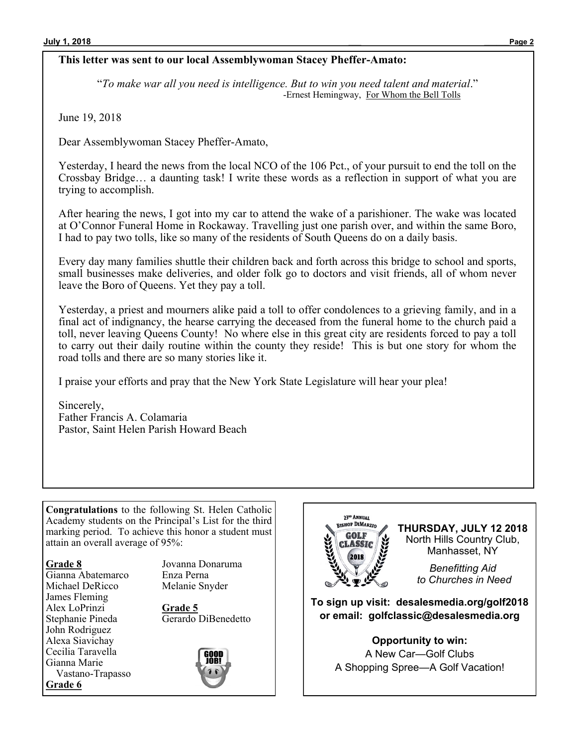**This letter was sent to our local Assemblywoman Stacey Pheffer-Amato:**

"*To make war all you need is intelligence. But to win you need talent and material*."
-Ernest Hemingway, For Whom the Bell Tolls

June 19, 2018

Dear Assemblywoman Stacey Pheffer-Amato,

Yesterday, I heard the news from the local NCO of the 106 Pct., of your pursuit to end the toll on the Crossbay Bridge… a daunting task! I write these words as a reflection in support of what you are trying to accomplish.

After hearing the news, I got into my car to attend the wake of a parishioner. The wake was located at O'Connor Funeral Home in Rockaway. Travelling just one parish over, and within the same Boro, I had to pay two tolls, like so many of the residents of South Queens do on a daily basis.

Every day many families shuttle their children back and forth across this bridge to school and sports, small businesses make deliveries, and older folk go to doctors and visit friends, all of whom never leave the Boro of Queens. Yet they pay a toll.

Yesterday, a priest and mourners alike paid a toll to offer condolences to a grieving family, and in a final act of indignancy, the hearse carrying the deceased from the funeral home to the church paid a toll, never leaving Queens County! No where else in this great city are residents forced to pay a toll to carry out their daily routine within the county they reside! This is but one story for whom the road tolls and there are so many stories like it.

I praise your efforts and pray that the New York State Legislature will hear your plea!

Sincerely,
Father Francis A. Colamaria
Pastor, Saint Helen Parish Howard Beach

**Congratulations** to the following St. Helen Catholic Academy students on the Principal's List for the third marking period. To achieve this honor a student must attain an overall average of 95%:

**Grade 8**
Gianna Abatemarco
Michael DeRicco
James Fleming
Alex LoPrinzi
Stephanie Pineda
John Rodriguez
Alexa Siavichay
Cecilia Taravella
Gianna Marie Vastano-Trapasso

**Grade 6**
Jovanna Donaruma
Enza Perna
Melanie Snyder

**Grade 5**
Gerardo DiBenedetto

GOOD JOB!

23rd Annual Bishop DiMarzio Golf Classic 2018

**THURSDAY, JULY 12 2018**
North Hills Country Club, Manhasset, NY

*Benefitting Aid to Churches in Need*

**To sign up visit: desalesmedia.org/golf2018**
**or email: golfclassic@desalesmedia.org**

**Opportunity to win:**
A New Car—Golf Clubs
A Shopping Spree—A Golf Vacation!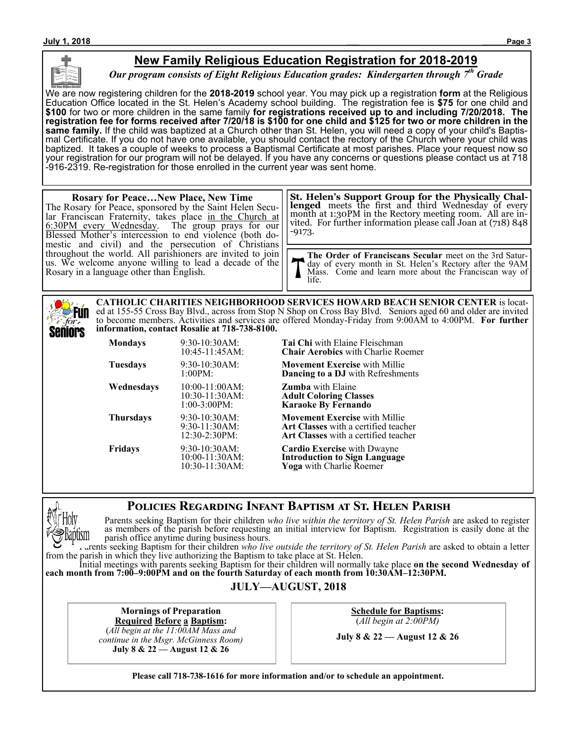## New Family Religious Education Registration for 2018-2019

***Our program consists of Eight Religious Education grades: Kindergarten through 7th Grade***

We are now registering children for the **2018-2019** school year. You may pick up a registration **form** at the Religious Education Office located in the St. Helen's Academy school building. The registration fee is **$75** for one child and **$100** for two or more children in the same family **for registrations received up to and including 7/20/2018. The registration fee for forms received after 7/20/18 is $100 for one child and $125 for two or more children in the same family.** If the child was baptized at a Church other than St. Helen, you will need a copy of your child's Baptismal Certificate. If you do not have one available, you should contact the rectory of the Church where your child was baptized. It takes a couple of weeks to process a Baptismal Certificate at most parishes. Place your request now so your registration for our program will not be delayed. If you have any concerns or questions please contact us at 718-916-2319. Re-registration for those enrolled in the current year was sent home.

**Rosary for Peace…New Place, New Time**

The Rosary for Peace, sponsored by the Saint Helen Secular Franciscan Fraternity, takes place in the Church at 6:30PM every Wednesday. The group prays for our Blessed Mother's intercession to end violence (both domestic and civil) and the persecution of Christians throughout the world. All parishioners are invited to join us. We welcome anyone willing to lead a decade of the Rosary in a language other than English.

**St. Helen's Support Group for the Physically Challenged** meets the first and third Wednesday of every month at 1:30PM in the Rectory meeting room. All are invited. For further information please call Joan at (718) 848-9173.

**The Order of Franciscans Secular** meet on the 3rd Saturday of every month in St. Helen's Rectory after the 9AM Mass. Come and learn more about the Franciscan way of life.

**CATHOLIC CHARITIES NEIGHBORHOOD SERVICES HOWARD BEACH SENIOR CENTER** is located at 155-55 Cross Bay Blvd., across from Stop N Shop on Cross Bay Blvd. Seniors aged 60 and older are invited to become members. Activities and services are offered Monday-Friday from 9:00AM to 4:00PM. **For further information, contact Rosalie at 718-738-8100.**

| Day | Time | Activity |
|---|---|---|
| **Mondays** | 9:30-10:30AM: | **Tai Chi** with Elaine Fleischman |
| | 10:45-11:45AM: | **Chair Aerobics** with Charlie Roemer |
| **Tuesdays** | 9:30-10:30AM: | **Movement Exercise** with Millie |
| | 1:00PM: | **Dancing to a DJ** with Refreshments |
| **Wednesdays** | 10:00-11:00AM: | **Zumba** with Elaine |
| | 10:30-11:30AM: | **Adult Coloring Classes** |
| | 1:00-3:00PM: | **Karaoke By Fernando** |
| **Thursdays** | 9:30-10:30AM: | **Movement Exercise** with Millie |
| | 9:30-11:30AM: | **Art Classes** with a certified teacher |
| | 12:30-2:30PM: | **Art Classes** with a certified teacher |
| **Fridays** | 9:30-10:30AM: | **Cardio Exercise** with Dwayne |
| | 10:00-11:30AM: | **Introduction to Sign Language** |
| | 10:30-11:30AM: | **Yoga** with Charlie Roemer |

## Policies Regarding Infant Baptism at St. Helen Parish

Parents seeking Baptism for their children *who live within the territory of St. Helen Parish* are asked to register as members of the parish before requesting an initial interview for Baptism. Registration is easily done at the parish office anytime during business hours.

Parents seeking Baptism for their children *who live outside the territory of St. Helen Parish* are asked to obtain a letter from the parish in which they live authorizing the Baptism to take place at St. Helen.

Initial meetings with parents seeking Baptism for their children will normally take place **on the second Wednesday of each month from 7:00–9:00PM and on the fourth Saturday of each month from 10:30AM–12:30PM.**

### JULY—AUGUST, 2018

**Mornings of Preparation Required Before a Baptism:**
(*All begin at the 11:00AM Mass and continue in the Msgr. McGinness Room)*
**July 8 & 22 — August 12 & 26**

**Schedule for Baptisms:**
(*All begin at 2:00PM)*
**July 8 & 22 — August 12 & 26**

**Please call 718-738-1616 for more information and/or to schedule an appointment.**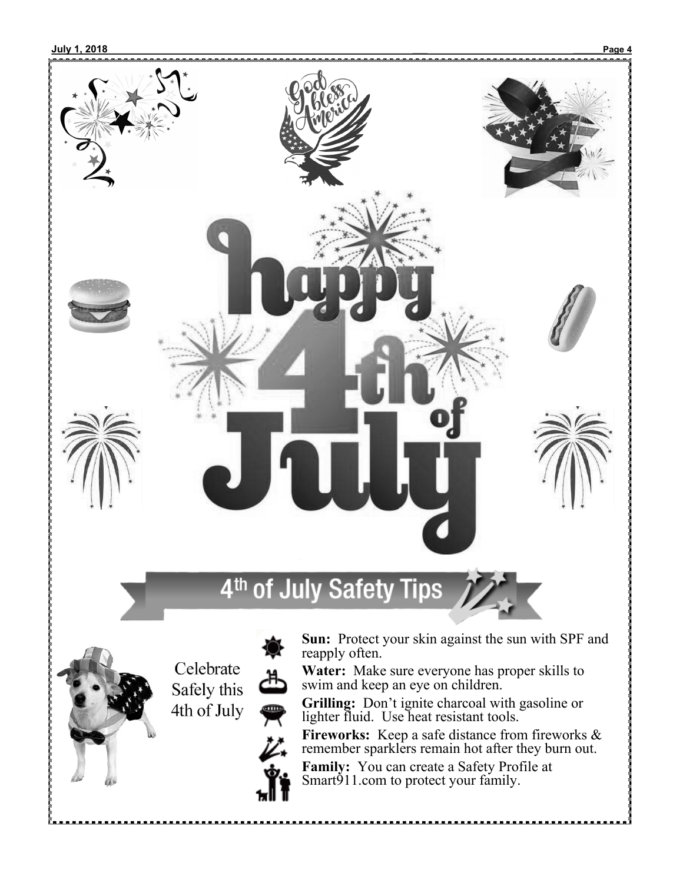# happy 4th of July

## 4th of July Safety Tips

Celebrate Safely this 4th of July

**Sun:** Protect your skin against the sun with SPF and reapply often.

**Water:** Make sure everyone has proper skills to swim and keep an eye on children.

**Grilling:** Don't ignite charcoal with gasoline or lighter fluid. Use heat resistant tools.

**Fireworks:** Keep a safe distance from fireworks & remember sparklers remain hot after they burn out.

**Family:** You can create a Safety Profile at Smart911.com to protect your family.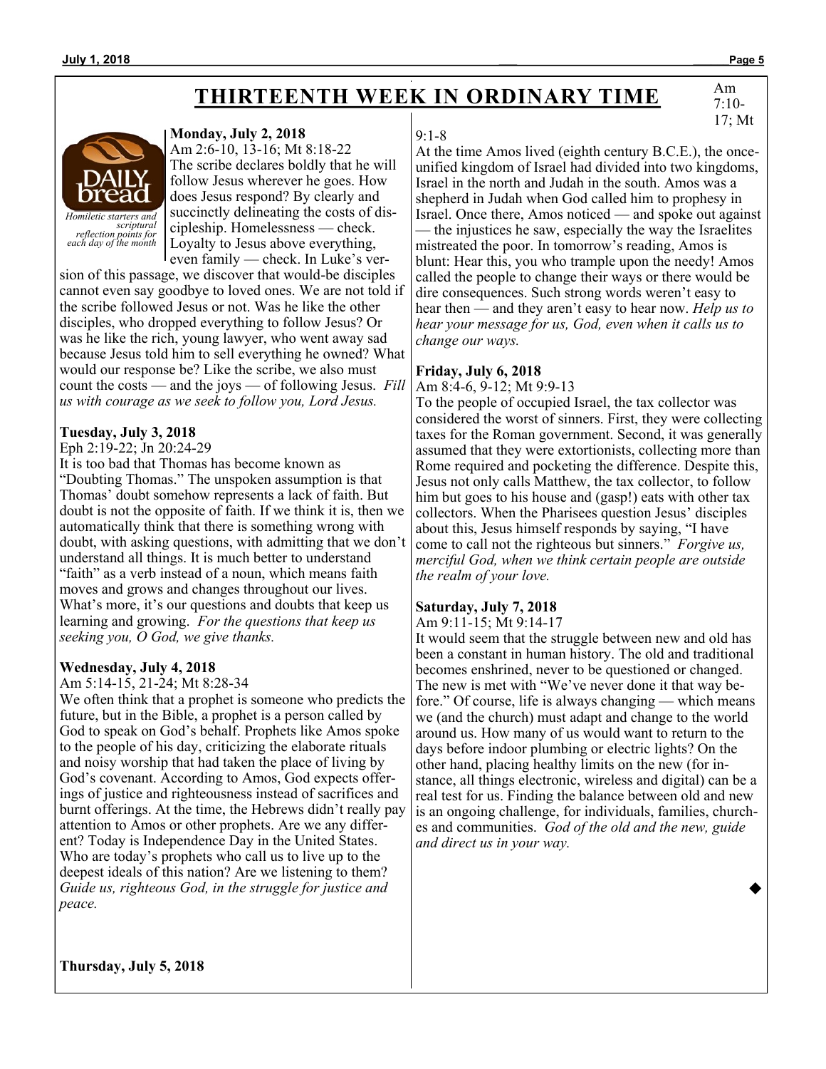## THIRTEENTH WEEK IN ORDINARY TIME

DAILY bread

*Homiletic starters and scriptural reflection points for each day of the month*

**Monday, July 2, 2018**
Am 2:6-10, 13-16; Mt 8:18-22
The scribe declares boldly that he will follow Jesus wherever he goes. How does Jesus respond? By clearly and succinctly delineating the costs of discipleship. Homelessness — check. Loyalty to Jesus above everything, even family — check. In Luke's version of this passage, we discover that would-be disciples cannot even say goodbye to loved ones. We are not told if the scribe followed Jesus or not. Was he like the other disciples, who dropped everything to follow Jesus? Or was he like the rich, young lawyer, who went away sad because Jesus told him to sell everything he owned? What would our response be? Like the scribe, we also must count the costs — and the joys — of following Jesus. *Fill us with courage as we seek to follow you, Lord Jesus.*

**Tuesday, July 3, 2018**
Eph 2:19-22; Jn 20:24-29
It is too bad that Thomas has become known as "Doubting Thomas." The unspoken assumption is that Thomas' doubt somehow represents a lack of faith. But doubt is not the opposite of faith. If we think it is, then we automatically think that there is something wrong with doubt, with asking questions, with admitting that we don't understand all things. It is much better to understand "faith" as a verb instead of a noun, which means faith moves and grows and changes throughout our lives. What's more, it's our questions and doubts that keep us learning and growing. *For the questions that keep us seeking you, O God, we give thanks.*

**Wednesday, July 4, 2018**
Am 5:14-15, 21-24; Mt 8:28-34
We often think that a prophet is someone who predicts the future, but in the Bible, a prophet is a person called by God to speak on God's behalf. Prophets like Amos spoke to the people of his day, criticizing the elaborate rituals and noisy worship that had taken the place of living by God's covenant. According to Amos, God expects offerings of justice and righteousness instead of sacrifices and burnt offerings. At the time, the Hebrews didn't really pay attention to Amos or other prophets. Are we any different? Today is Independence Day in the United States. Who are today's prophets who call us to live up to the deepest ideals of this nation? Are we listening to them? *Guide us, righteous God, in the struggle for justice and peace.*

**Thursday, July 5, 2018**
Am 7:10-17; Mt 9:1-8
At the time Amos lived (eighth century B.C.E.), the once-unified kingdom of Israel had divided into two kingdoms, Israel in the north and Judah in the south. Amos was a shepherd in Judah when God called him to prophesy in Israel. Once there, Amos noticed — and spoke out against — the injustices he saw, especially the way the Israelites mistreated the poor. In tomorrow's reading, Amos is blunt: Hear this, you who trample upon the needy! Amos called the people to change their ways or there would be dire consequences. Such strong words weren't easy to hear then — and they aren't easy to hear now. *Help us to hear your message for us, God, even when it calls us to change our ways.*

**Friday, July 6, 2018**
Am 8:4-6, 9-12; Mt 9:9-13
To the people of occupied Israel, the tax collector was considered the worst of sinners. First, they were collecting taxes for the Roman government. Second, it was generally assumed that they were extortionists, collecting more than Rome required and pocketing the difference. Despite this, Jesus not only calls Matthew, the tax collector, to follow him but goes to his house and (gasp!) eats with other tax collectors. When the Pharisees question Jesus' disciples about this, Jesus himself responds by saying, "I have come to call not the righteous but sinners." *Forgive us, merciful God, when we think certain people are outside the realm of your love.*

**Saturday, July 7, 2018**
Am 9:11-15; Mt 9:14-17
It would seem that the struggle between new and old has been a constant in human history. The old and traditional becomes enshrined, never to be questioned or changed. The new is met with "We've never done it that way before." Of course, life is always changing — which means we (and the church) must adapt and change to the world around us. How many of us would want to return to the days before indoor plumbing or electric lights? On the other hand, placing healthy limits on the new (for instance, all things electronic, wireless and digital) can be a real test for us. Finding the balance between old and new is an ongoing challenge, for individuals, families, churches and communities. *God of the old and the new, guide and direct us in your way.*

◆